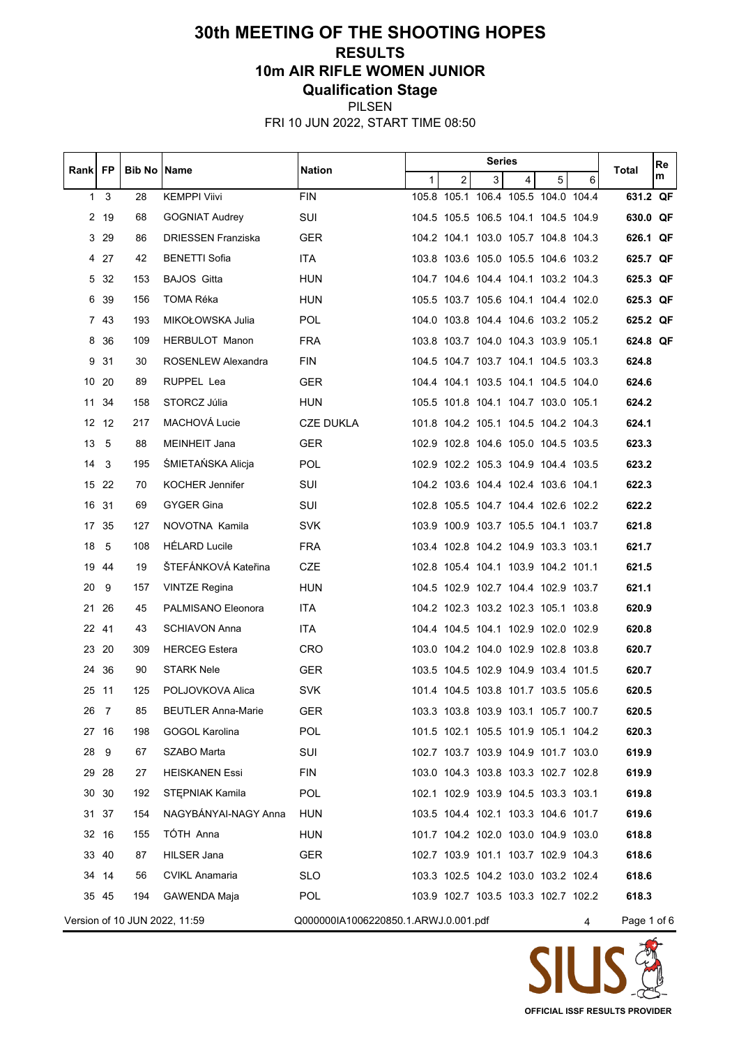# 30th MEETING OF THE SHOOTING HOPES

## RESULTS

## 10m AIR RIFLE WOMEN JUNIOR

## Qualification Stage

PILSEN

FRI 10 JUN 2022, START TIME 08:50

| Rank | FP | Bib No | Name | Nation | Series | | | | | | Total | Rem |
|---|---|---|---|---|---|---|---|---|---|---|---|---|
| | | | | | 1 | 2 | 3 | 4 | 5 | 6 | | |
| 1 | 3 | 28 | KEMPPI Viivi | FIN | 105.8 | 105.1 | 106.4 | 105.5 | 104.0 | 104.4 | **631.2** | **QF** |
| 2 | 19 | 68 | GOGNIAT Audrey | SUI | 104.5 | 105.5 | 106.5 | 104.1 | 104.5 | 104.9 | **630.0** | **QF** |
| 3 | 29 | 86 | DRIESSEN Franziska | GER | 104.2 | 104.1 | 103.0 | 105.7 | 104.8 | 104.3 | **626.1** | **QF** |
| 4 | 27 | 42 | BENETTI Sofia | ITA | 103.8 | 103.6 | 105.0 | 105.5 | 104.6 | 103.2 | **625.7** | **QF** |
| 5 | 32 | 153 | BAJOS Gitta | HUN | 104.7 | 104.6 | 104.4 | 104.1 | 103.2 | 104.3 | **625.3** | **QF** |
| 6 | 39 | 156 | TOMA Réka | HUN | 105.5 | 103.7 | 105.6 | 104.1 | 104.4 | 102.0 | **625.3** | **QF** |
| 7 | 43 | 193 | MIKOŁOWSKA Julia | POL | 104.0 | 103.8 | 104.4 | 104.6 | 103.2 | 105.2 | **625.2** | **QF** |
| 8 | 36 | 109 | HERBULOT Manon | FRA | 103.8 | 103.7 | 104.0 | 104.3 | 103.9 | 105.1 | **624.8** | **QF** |
| 9 | 31 | 30 | ROSENLEW Alexandra | FIN | 104.5 | 104.7 | 103.7 | 104.1 | 104.5 | 103.3 | **624.8** | |
| 10 | 20 | 89 | RUPPEL Lea | GER | 104.4 | 104.1 | 103.5 | 104.1 | 104.5 | 104.0 | **624.6** | |
| 11 | 34 | 158 | STORCZ Júlia | HUN | 105.5 | 101.8 | 104.1 | 104.7 | 103.0 | 105.1 | **624.2** | |
| 12 | 12 | 217 | MACHOVÁ Lucie | CZE DUKLA | 101.8 | 104.2 | 105.1 | 104.5 | 104.2 | 104.3 | **624.1** | |
| 13 | 5 | 88 | MEINHEIT Jana | GER | 102.9 | 102.8 | 104.6 | 105.0 | 104.5 | 103.5 | **623.3** | |
| 14 | 3 | 195 | ŚMIETAŃSKA Alicja | POL | 102.9 | 102.2 | 105.3 | 104.9 | 104.4 | 103.5 | **623.2** | |
| 15 | 22 | 70 | KOCHER Jennifer | SUI | 104.2 | 103.6 | 104.4 | 102.4 | 103.6 | 104.1 | **622.3** | |
| 16 | 31 | 69 | GYGER Gina | SUI | 102.8 | 105.5 | 104.7 | 104.4 | 102.6 | 102.2 | **622.2** | |
| 17 | 35 | 127 | NOVOTNA Kamila | SVK | 103.9 | 100.9 | 103.7 | 105.5 | 104.1 | 103.7 | **621.8** | |
| 18 | 5 | 108 | HÉLARD Lucile | FRA | 103.4 | 102.8 | 104.2 | 104.9 | 103.3 | 103.1 | **621.7** | |
| 19 | 44 | 19 | ŠTEFÁNKOVÁ Kateřina | CZE | 102.8 | 105.4 | 104.1 | 103.9 | 104.2 | 101.1 | **621.5** | |
| 20 | 9 | 157 | VINTZE Regina | HUN | 104.5 | 102.9 | 102.7 | 104.4 | 102.9 | 103.7 | **621.1** | |
| 21 | 26 | 45 | PALMISANO Eleonora | ITA | 104.2 | 102.3 | 103.2 | 102.3 | 105.1 | 103.8 | **620.9** | |
| 22 | 41 | 43 | SCHIAVON Anna | ITA | 104.4 | 104.5 | 104.1 | 102.9 | 102.0 | 102.9 | **620.8** | |
| 23 | 20 | 309 | HERCEG Estera | CRO | 103.0 | 104.2 | 104.0 | 102.9 | 102.8 | 103.8 | **620.7** | |
| 24 | 36 | 90 | STARK Nele | GER | 103.5 | 104.5 | 102.9 | 104.9 | 103.4 | 101.5 | **620.7** | |
| 25 | 11 | 125 | POLJOVKOVA Alica | SVK | 101.4 | 104.5 | 103.8 | 101.7 | 103.5 | 105.6 | **620.5** | |
| 26 | 7 | 85 | BEUTLER Anna-Marie | GER | 103.3 | 103.8 | 103.9 | 103.1 | 105.7 | 100.7 | **620.5** | |
| 27 | 16 | 198 | GOGOL Karolina | POL | 101.5 | 102.1 | 105.5 | 101.9 | 105.1 | 104.2 | **620.3** | |
| 28 | 9 | 67 | SZABO Marta | SUI | 102.7 | 103.7 | 103.9 | 104.9 | 101.7 | 103.0 | **619.9** | |
| 29 | 28 | 27 | HEISKANEN Essi | FIN | 103.0 | 104.3 | 103.8 | 103.3 | 102.7 | 102.8 | **619.9** | |
| 30 | 30 | 192 | STĘPNIAK Kamila | POL | 102.1 | 102.9 | 103.9 | 104.5 | 103.3 | 103.1 | **619.8** | |
| 31 | 37 | 154 | NAGYBÁNYAI-NAGY Anna | HUN | 103.5 | 104.4 | 102.1 | 103.3 | 104.6 | 101.7 | **619.6** | |
| 32 | 16 | 155 | TÓTH Anna | HUN | 101.7 | 104.2 | 102.0 | 103.0 | 104.9 | 103.0 | **618.8** | |
| 33 | 40 | 87 | HILSER Jana | GER | 102.7 | 103.9 | 101.1 | 103.7 | 102.9 | 104.3 | **618.6** | |
| 34 | 14 | 56 | CVIKL Anamaria | SLO | 103.3 | 102.5 | 104.2 | 103.0 | 103.2 | 102.4 | **618.6** | |
| 35 | 45 | 194 | GAWENDA Maja | POL | 103.9 | 102.7 | 103.5 | 103.3 | 102.7 | 102.2 | **618.3** | |

Version of 10 JUN 2022, 11:59 Q000000IA1006220850.1.ARWJ.0.001.pdf 4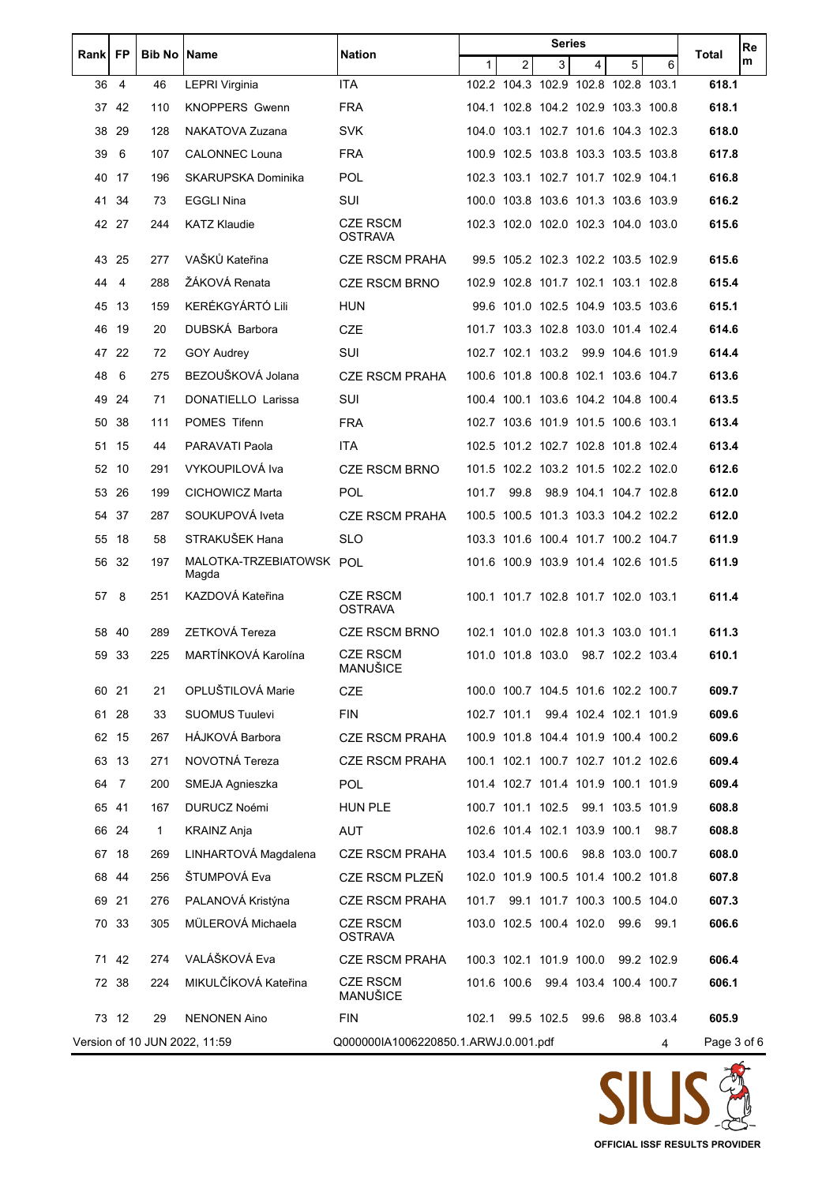| Rank | FP | Bib No | Name | Nation | Series | | | | | | Total | Rem |
|---|---|---|---|---|---|---|---|---|---|---|---|---|
| | | | | | 1 | 2 | 3 | 4 | 5 | 6 | | |
| 36 | 4 | 46 | LEPRI Virginia | ITA | 102.2 | 104.3 | 102.9 | 102.8 | 102.8 | 103.1 | **618.1** | |
| 37 | 42 | 110 | KNOPPERS Gwenn | FRA | 104.1 | 102.8 | 104.2 | 102.9 | 103.3 | 100.8 | **618.1** | |
| 38 | 29 | 128 | NAKATOVA Zuzana | SVK | 104.0 | 103.1 | 102.7 | 101.6 | 104.3 | 102.3 | **618.0** | |
| 39 | 6 | 107 | CALONNEC Louna | FRA | 100.9 | 102.5 | 103.8 | 103.3 | 103.5 | 103.8 | **617.8** | |
| 40 | 17 | 196 | SKARUPSKA Dominika | POL | 102.3 | 103.1 | 102.7 | 101.7 | 102.9 | 104.1 | **616.8** | |
| 41 | 34 | 73 | EGGLI Nina | SUI | 100.0 | 103.8 | 103.6 | 101.3 | 103.6 | 103.9 | **616.2** | |
| 42 | 27 | 244 | KATZ Klaudie | CZE RSCM OSTRAVA | 102.3 | 102.0 | 102.0 | 102.3 | 104.0 | 103.0 | **615.6** | |
| 43 | 25 | 277 | VAŠKŮ Kateřina | CZE RSCM PRAHA | 99.5 | 105.2 | 102.3 | 102.2 | 103.5 | 102.9 | **615.6** | |
| 44 | 4 | 288 | ŽÁKOVÁ Renata | CZE RSCM BRNO | 102.9 | 102.8 | 101.7 | 102.1 | 103.1 | 102.8 | **615.4** | |
| 45 | 13 | 159 | KERÉKGYÁRTÓ Lili | HUN | 99.6 | 101.0 | 102.5 | 104.9 | 103.5 | 103.6 | **615.1** | |
| 46 | 19 | 20 | DUBSKÁ Barbora | CZE | 101.7 | 103.3 | 102.8 | 103.0 | 101.4 | 102.4 | **614.6** | |
| 47 | 22 | 72 | GOY Audrey | SUI | 102.7 | 102.1 | 103.2 | 99.9 | 104.6 | 101.9 | **614.4** | |
| 48 | 6 | 275 | BEZOUŠKOVÁ Jolana | CZE RSCM PRAHA | 100.6 | 101.8 | 100.8 | 102.1 | 103.6 | 104.7 | **613.6** | |
| 49 | 24 | 71 | DONATIELLO Larissa | SUI | 100.4 | 100.1 | 103.6 | 104.2 | 104.8 | 100.4 | **613.5** | |
| 50 | 38 | 111 | POMES Tifenn | FRA | 102.7 | 103.6 | 101.9 | 101.5 | 100.6 | 103.1 | **613.4** | |
| 51 | 15 | 44 | PARAVATI Paola | ITA | 102.5 | 101.2 | 102.7 | 102.8 | 101.8 | 102.4 | **613.4** | |
| 52 | 10 | 291 | VYKOUPILOVÁ Iva | CZE RSCM BRNO | 101.5 | 102.2 | 103.2 | 101.5 | 102.2 | 102.0 | **612.6** | |
| 53 | 26 | 199 | CICHOWICZ Marta | POL | 101.7 | 99.8 | 98.9 | 104.1 | 104.7 | 102.8 | **612.0** | |
| 54 | 37 | 287 | SOUKUPOVÁ Iveta | CZE RSCM PRAHA | 100.5 | 100.5 | 101.3 | 103.3 | 104.2 | 102.2 | **612.0** | |
| 55 | 18 | 58 | STRAKUŠEK Hana | SLO | 103.3 | 101.6 | 100.4 | 101.7 | 100.2 | 104.7 | **611.9** | |
| 56 | 32 | 197 | MALOTKA-TRZEBIATOWSK Magda | POL | 101.6 | 100.9 | 103.9 | 101.4 | 102.6 | 101.5 | **611.9** | |
| 57 | 8 | 251 | KAZDOVÁ Kateřina | CZE RSCM OSTRAVA | 100.1 | 101.7 | 102.8 | 101.7 | 102.0 | 103.1 | **611.4** | |
| 58 | 40 | 289 | ZETKOVÁ Tereza | CZE RSCM BRNO | 102.1 | 101.0 | 102.8 | 101.3 | 103.0 | 101.1 | **611.3** | |
| 59 | 33 | 225 | MARTÍNKOVÁ Karolína | CZE RSCM MANUŠICE | 101.0 | 101.8 | 103.0 | 98.7 | 102.2 | 103.4 | **610.1** | |
| 60 | 21 | 21 | OPLUŠTILOVÁ Marie | CZE | 100.0 | 100.7 | 104.5 | 101.6 | 102.2 | 100.7 | **609.7** | |
| 61 | 28 | 33 | SUOMUS Tuulevi | FIN | 102.7 | 101.1 | 99.4 | 102.4 | 102.1 | 101.9 | **609.6** | |
| 62 | 15 | 267 | HÁJKOVÁ Barbora | CZE RSCM PRAHA | 100.9 | 101.8 | 104.4 | 101.9 | 100.4 | 100.2 | **609.6** | |
| 63 | 13 | 271 | NOVOTNÁ Tereza | CZE RSCM PRAHA | 100.1 | 102.1 | 100.7 | 102.7 | 101.2 | 102.6 | **609.4** | |
| 64 | 7 | 200 | SMEJA Agnieszka | POL | 101.4 | 102.7 | 101.4 | 101.9 | 100.1 | 101.9 | **609.4** | |
| 65 | 41 | 167 | DURUCZ Noémi | HUN PLE | 100.7 | 101.1 | 102.5 | 99.1 | 103.5 | 101.9 | **608.8** | |
| 66 | 24 | 1 | KRAINZ Anja | AUT | 102.6 | 101.4 | 102.1 | 103.9 | 100.1 | 98.7 | **608.8** | |
| 67 | 18 | 269 | LINHARTOVÁ Magdalena | CZE RSCM PRAHA | 103.4 | 101.5 | 100.6 | 98.8 | 103.0 | 100.7 | **608.0** | |
| 68 | 44 | 256 | ŠTUMPOVÁ Eva | CZE RSCM PLZEŇ | 102.0 | 101.9 | 100.5 | 101.4 | 100.2 | 101.8 | **607.8** | |
| 69 | 21 | 276 | PALANOVÁ Kristýna | CZE RSCM PRAHA | 101.7 | 99.1 | 101.7 | 100.3 | 100.5 | 104.0 | **607.3** | |
| 70 | 33 | 305 | MÜLEROVÁ Michaela | CZE RSCM OSTRAVA | 103.0 | 102.5 | 100.4 | 102.0 | 99.6 | 99.1 | **606.6** | |
| 71 | 42 | 274 | VALÁŠKOVÁ Eva | CZE RSCM PRAHA | 100.3 | 102.1 | 101.9 | 100.0 | 99.2 | 102.9 | **606.4** | |
| 72 | 38 | 224 | MIKULČÍKOVÁ Kateřina | CZE RSCM MANUŠICE | 101.6 | 100.6 | 99.4 | 103.4 | 100.4 | 100.7 | **606.1** | |
| 73 | 12 | 29 | NENONEN Aino | FIN | 102.1 | 99.5 | 102.5 | 99.6 | 98.8 | 103.4 | **605.9** | |

Version of 10 JUN 2022, 11:59 Q000000IA1006220850.1.ARWJ.0.001.pdf 4

SIUS
OFFICIAL ISSF RESULTS PROVIDER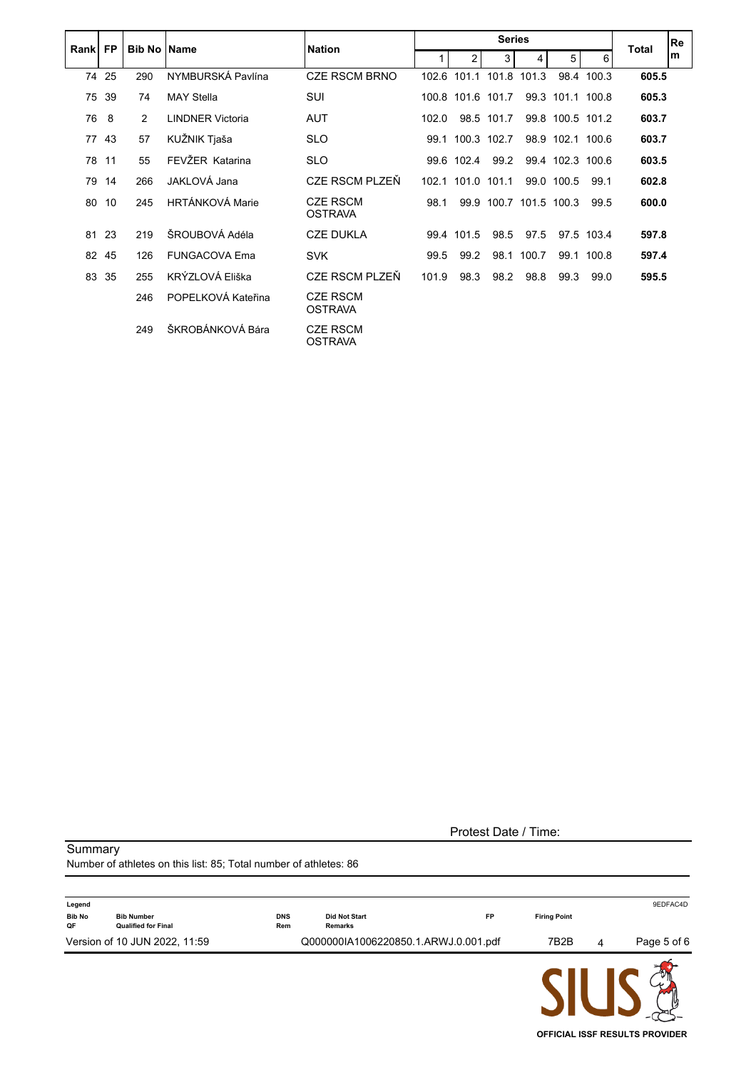| Rank | FP | Bib No | Name | Nation | Series | | | | | | Total | Rem |
|---|---|---|---|---|---|---|---|---|---|---|---|---|
| | | | | | 1 | 2 | 3 | 4 | 5 | 6 | | |
| 74 | 25 | 290 | NYMBURSKÁ Pavlína | CZE RSCM BRNO | 102.6 | 101.1 | 101.8 | 101.3 | 98.4 | 100.3 | **605.5** | |
| 75 | 39 | 74 | MAY Stella | SUI | 100.8 | 101.6 | 101.7 | 99.3 | 101.1 | 100.8 | **605.3** | |
| 76 | 8 | 2 | LINDNER Victoria | AUT | 102.0 | 98.5 | 101.7 | 99.8 | 100.5 | 101.2 | **603.7** | |
| 77 | 43 | 57 | KUŽNIK Tjaša | SLO | 99.1 | 100.3 | 102.7 | 98.9 | 102.1 | 100.6 | **603.7** | |
| 78 | 11 | 55 | FEVŽER Katarina | SLO | 99.6 | 102.4 | 99.2 | 99.4 | 102.3 | 100.6 | **603.5** | |
| 79 | 14 | 266 | JAKLOVÁ Jana | CZE RSCM PLZEŇ | 102.1 | 101.0 | 101.1 | 99.0 | 100.5 | 99.1 | **602.8** | |
| 80 | 10 | 245 | HRTÁNKOVÁ Marie | CZE RSCM OSTRAVA | 98.1 | 99.9 | 100.7 | 101.5 | 100.3 | 99.5 | **600.0** | |
| 81 | 23 | 219 | ŠROUBOVÁ Adéla | CZE DUKLA | 99.4 | 101.5 | 98.5 | 97.5 | 97.5 | 103.4 | **597.8** | |
| 82 | 45 | 126 | FUNGACOVA Ema | SVK | 99.5 | 99.2 | 98.1 | 100.7 | 99.1 | 100.8 | **597.4** | |
| 83 | 35 | 255 | KRÝZLOVÁ Eliška | CZE RSCM PLZEŇ | 101.9 | 98.3 | 98.2 | 98.8 | 99.3 | 99.0 | **595.5** | |
| | | 246 | POPELKOVÁ Kateřina | CZE RSCM OSTRAVA | | | | | | | | |
| | | 249 | ŠKROBÁNKOVÁ Bára | CZE RSCM OSTRAVA | | | | | | | | |

Protest Date / Time:

Summary

Number of athletes on this list: 85; Total number of athletes: 86

| Legend | | | | | |
|---|---|---|---|---|---|
| Bib No | Bib Number | DNS | Did Not Start | FP | Firing Point |
| QF | Qualified for Final | Rem | Remarks | | |

9EDFAC4D

Version of 10 JUN 2022, 11:59 Q000000IA1006220850.1.ARWJ.0.001.pdf 7B2B 4

SIUS OFFICIAL ISSF RESULTS PROVIDER